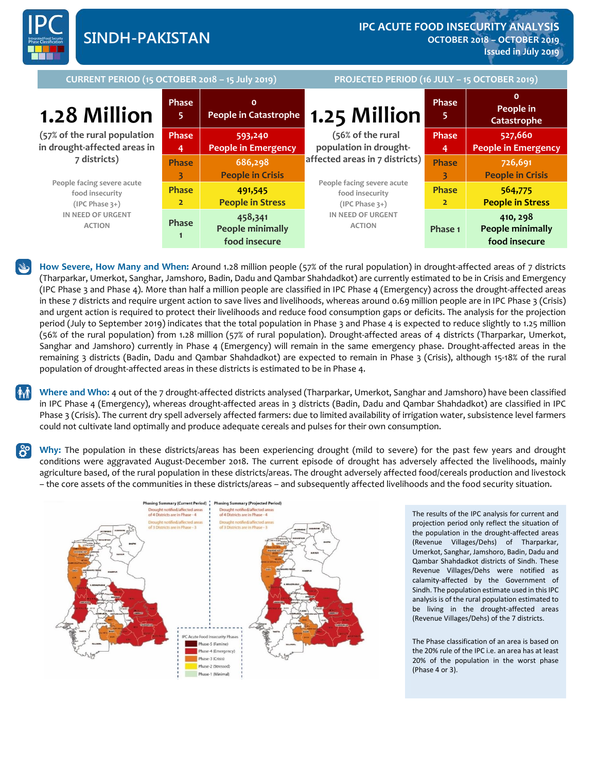# SINDH-PAKISTAN

## IPC ACUTE FOOD INSECURITY ANALYSIS
**OCTOBER 2018 – OCTOBER 2019**
**Issued in July 2019**

| CURRENT PERIOD (15 OCTOBER 2018 – 15 July 2019) | | | PROJECTED PERIOD (16 JULY – 15 OCTOBER 2019) | | |
|---|---|---|---|---|---|
| **1.28 Million** (57% of the rural population in drought-affected areas in 7 districts) | Phase 5 | 0 People in Catastrophe | **1.25 Million** (56% of the rural population in drought-affected areas in 7 districts) | Phase 5 | 0 People in Catastrophe |
| People facing severe acute food insecurity (IPC Phase 3+) IN NEED OF URGENT ACTION | Phase 4 | 593,240 People in Emergency | People facing severe acute food insecurity (IPC Phase 3+) IN NEED OF URGENT ACTION | Phase 4 | 527,660 People in Emergency |
| | Phase 3 | 686,298 People in Crisis | | Phase 3 | 726,691 People in Crisis |
| | Phase 2 | 491,545 People in Stress | | Phase 2 | 564,775 People in Stress |
| | Phase 1 | 458,341 People minimally food insecure | | Phase 1 | 410, 298 People minimally food insecure |

**How Severe, How Many and When:** Around 1.28 million people (57% of the rural population) in drought-affected areas of 7 districts (Tharparkar, Umerkot, Sanghar, Jamshoro, Badin, Dadu and Qambar Shahdadkot) are currently estimated to be in Crisis and Emergency (IPC Phase 3 and Phase 4). More than half a million people are classified in IPC Phase 4 (Emergency) across the drought-affected areas in these 7 districts and require urgent action to save lives and livelihoods, whereas around 0.69 million people are in IPC Phase 3 (Crisis) and urgent action is required to protect their livelihoods and reduce food consumption gaps or deficits. The analysis for the projection period (July to September 2019) indicates that the total population in Phase 3 and Phase 4 is expected to reduce slightly to 1.25 million (56% of the rural population) from 1.28 million (57% of rural population). Drought-affected areas of 4 districts (Tharparkar, Umerkot, Sanghar and Jamshoro) currently in Phase 4 (Emergency) will remain in the same emergency phase. Drought-affected areas in the remaining 3 districts (Badin, Dadu and Qambar Shahdadkot) are expected to remain in Phase 3 (Crisis), although 15-18% of the rural population of drought-affected areas in these districts is estimated to be in Phase 4.

**Where and Who:** 4 out of the 7 drought-affected districts analysed (Tharparkar, Umerkot, Sanghar and Jamshoro) have been classified in IPC Phase 4 (Emergency), whereas drought-affected areas in 3 districts (Badin, Dadu and Qambar Shahdadkot) are classified in IPC Phase 3 (Crisis). The current dry spell adversely affected farmers: due to limited availability of irrigation water, subsistence level farmers could not cultivate land optimally and produce adequate cereals and pulses for their own consumption.

**Why:** The population in these districts/areas has been experiencing drought (mild to severe) for the past few years and drought conditions were aggravated August-December 2018. The current episode of drought has adversely affected the livelihoods, mainly agriculture based, of the rural population in these districts/areas. The drought adversely affected food/cereals production and livestock – the core assets of the communities in these districts/areas – and subsequently affected livelihoods and the food security situation.

Phasing Summary (Current Period): Drought notified/affected areas of 4 Districts are in Phase - 4; Drought notified/affected areas of 3 Districts are in Phase - 3

Phasing Summary (Projected Period): Drought notified/affected areas of 4 Districts are in Phase - 4; Drought notified/affected areas of 3 Districts are in Phase - 3

IPC Acute Food Insecurity Phases: Phase-5 (Famine); Phase-4 (Emergency); Phase-3 (Crisis); Phase-2 (Stressed); Phase-1 (Minimal)

The results of the IPC analysis for current and projection period only reflect the situation of the population in the drought-affected areas (Revenue Villages/Dehs) of Tharparkar, Umerkot, Sanghar, Jamshoro, Badin, Dadu and Qambar Shahdadkot districts of Sindh. These Revenue Villages/Dehs were notified as calamity-affected by the Government of Sindh. The population estimate used in this IPC analysis is of the rural population estimated to be living in the drought-affected areas (Revenue Villages/Dehs) of the 7 districts.

The Phase classification of an area is based on the 20% rule of the IPC i.e. an area has at least 20% of the population in the worst phase (Phase 4 or 3).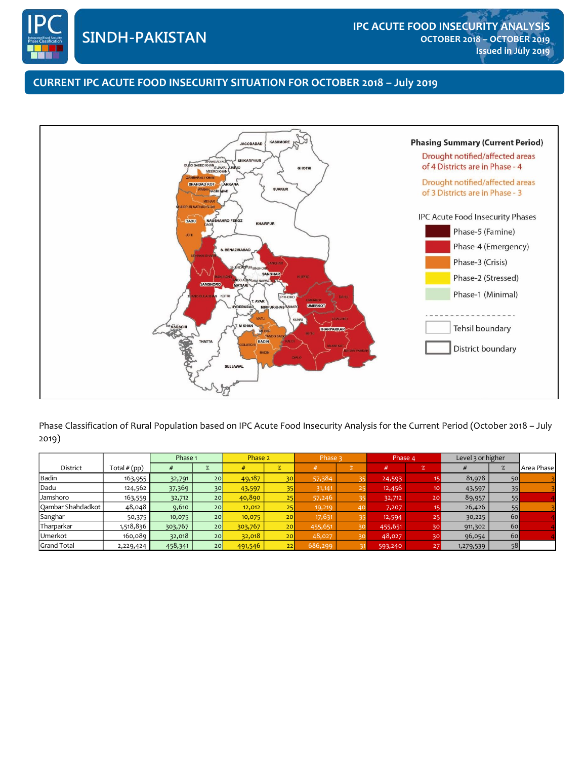# SINDH-PAKISTAN

## IPC ACUTE FOOD INSECURITY ANALYSIS
**OCTOBER 2018 – OCTOBER 2019**
**Issued in July 2019**

## CURRENT IPC ACUTE FOOD INSECURITY SITUATION FOR OCTOBER 2018 – July 2019

**Phasing Summary (Current Period)**

Drought notified/affected areas of 4 Districts are in Phase - 4

Drought notified/affected areas of 3 Districts are in Phase - 3

IPC Acute Food Insecurity Phases
- Phase-5 (Famine)
- Phase-4 (Emergency)
- Phase-3 (Crisis)
- Phase-2 (Stressed)
- Phase-1 (Minimal)

- Tehsil boundary
- District boundary

Phase Classification of Rural Population based on IPC Acute Food Insecurity Analysis for the Current Period (October 2018 – July 2019)

| District | Total # (pp) | Phase 1 | | Phase 2 | | Phase 3 | | Phase 4 | | Level 3 or higher | | Area Phase |
|---|---|---|---|---|---|---|---|---|---|---|---|---|
| | | # | % | # | % | # | % | # | % | # | % | |
| Badin | 163,955 | 32,791 | 20 | 49,187 | 30 | 57,384 | 35 | 24,593 | 15 | 81,978 | 50 | 3 |
| Dadu | 124,562 | 37,369 | 30 | 43,597 | 35 | 31,141 | 25 | 12,456 | 10 | 43,597 | 35 | 3 |
| Jamshoro | 163,559 | 32,712 | 20 | 40,890 | 25 | 57,246 | 35 | 32,712 | 20 | 89,957 | 55 | 4 |
| Qambar Shahdadkot | 48,048 | 9,610 | 20 | 12,012 | 25 | 19,219 | 40 | 7,207 | 15 | 26,426 | 55 | 3 |
| Sanghar | 50,375 | 10,075 | 20 | 10,075 | 20 | 17,631 | 35 | 12,594 | 25 | 30,225 | 60 | 4 |
| Tharparkar | 1,518,836 | 303,767 | 20 | 303,767 | 20 | 455,651 | 30 | 455,651 | 30 | 911,302 | 60 | 4 |
| Umerkot | 160,089 | 32,018 | 20 | 32,018 | 20 | 48,027 | 30 | 48,027 | 30 | 96,054 | 60 | 4 |
| Grand Total | 2,229,424 | 458,341 | 20 | 491,546 | 22 | 686,299 | 31 | 593,240 | 27 | 1,279,539 | 58 | |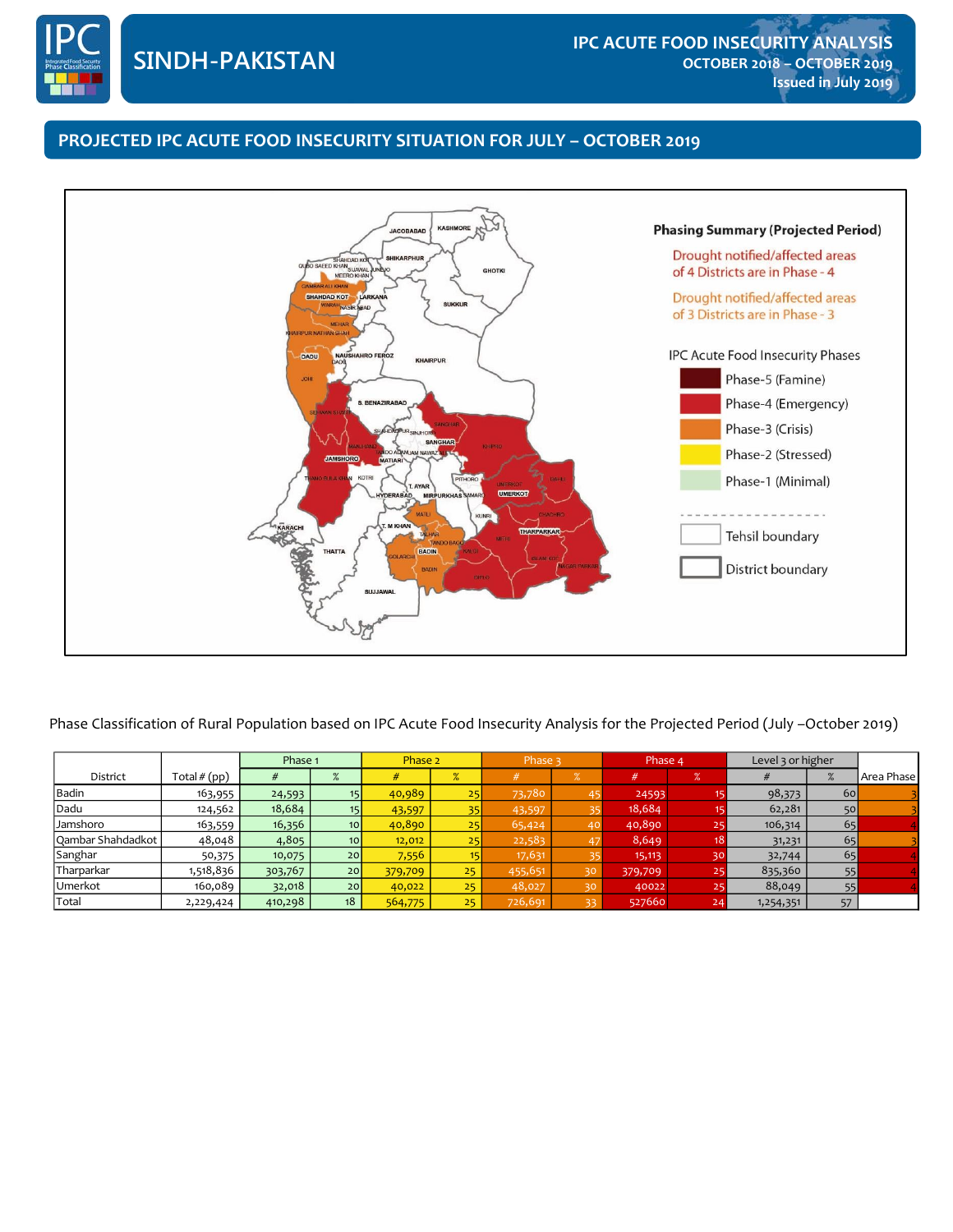# SINDH-PAKISTAN

## IPC ACUTE FOOD INSECURITY ANALYSIS
**OCTOBER 2018 – OCTOBER 2019**
**Issued in July 2019**

## PROJECTED IPC ACUTE FOOD INSECURITY SITUATION FOR JULY – OCTOBER 2019

**Phasing Summary (Projected Period)**

Drought notified/affected areas of 4 Districts are in Phase - 4

Drought notified/affected areas of 3 Districts are in Phase - 3

IPC Acute Food Insecurity Phases

- Phase-5 (Famine)
- Phase-4 (Emergency)
- Phase-3 (Crisis)
- Phase-2 (Stressed)
- Phase-1 (Minimal)

- Tehsil boundary
- District boundary

Phase Classification of Rural Population based on IPC Acute Food Insecurity Analysis for the Projected Period (July –October 2019)

| District | Total # (pp) | Phase 1 | | Phase 2 | | Phase 3 | | Phase 4 | | Level 3 or higher | | Area Phase |
|---|---|---|---|---|---|---|---|---|---|---|---|---|
| | | # | % | # | % | # | % | # | % | # | % | |
| Badin | 163,955 | 24,593 | 15 | 40,989 | 25 | 73,780 | 45 | 24593 | 15 | 98,373 | 60 | 3 |
| Dadu | 124,562 | 18,684 | 15 | 43,597 | 35 | 43,597 | 35 | 18,684 | 15 | 62,281 | 50 | 3 |
| Jamshoro | 163,559 | 16,356 | 10 | 40,890 | 25 | 65,424 | 40 | 40,890 | 25 | 106,314 | 65 | 4 |
| Qambar Shahdadkot | 48,048 | 4,805 | 10 | 12,012 | 25 | 22,583 | 47 | 8,649 | 18 | 31,231 | 65 | 3 |
| Sanghar | 50,375 | 10,075 | 20 | 7,556 | 15 | 17,631 | 35 | 15,113 | 30 | 32,744 | 65 | 4 |
| Tharparkar | 1,518,836 | 303,767 | 20 | 379,709 | 25 | 455,651 | 30 | 379,709 | 25 | 835,360 | 55 | 4 |
| Umerkot | 160,089 | 32,018 | 20 | 40,022 | 25 | 48,027 | 30 | 40022 | 25 | 88,049 | 55 | 4 |
| Total | 2,229,424 | 410,298 | 18 | 564,775 | 25 | 726,691 | 33 | 527660 | 24 | 1,254,351 | 57 | |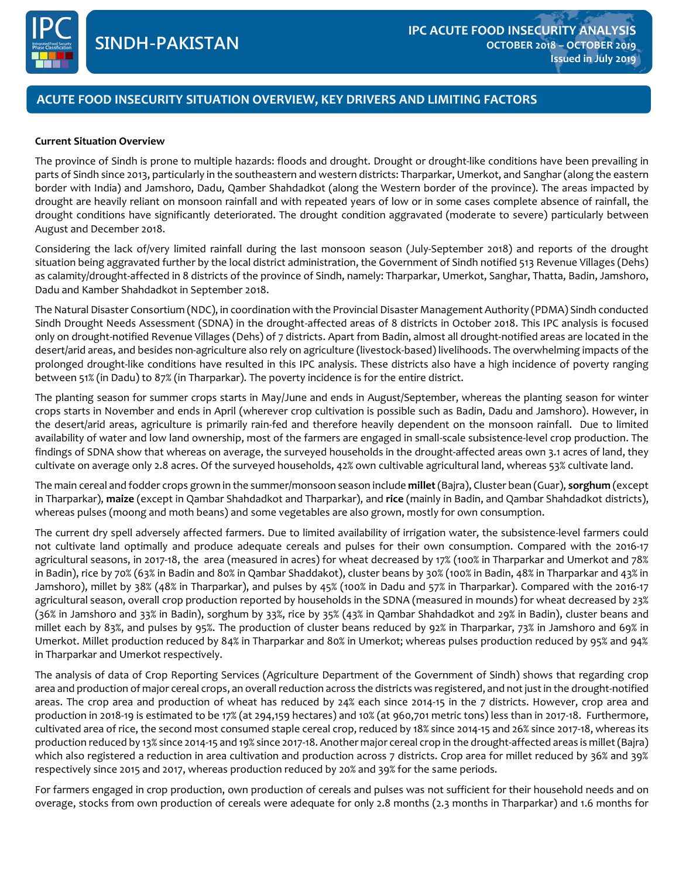## ACUTE FOOD INSECURITY SITUATION OVERVIEW, KEY DRIVERS AND LIMITING FACTORS

**Current Situation Overview**

The province of Sindh is prone to multiple hazards: floods and drought. Drought or drought-like conditions have been prevailing in parts of Sindh since 2013, particularly in the southeastern and western districts: Tharparkar, Umerkot, and Sanghar (along the eastern border with India) and Jamshoro, Dadu, Qamber Shahdadkot (along the Western border of the province). The areas impacted by drought are heavily reliant on monsoon rainfall and with repeated years of low or in some cases complete absence of rainfall, the drought conditions have significantly deteriorated. The drought condition aggravated (moderate to severe) particularly between August and December 2018.

Considering the lack of/very limited rainfall during the last monsoon season (July-September 2018) and reports of the drought situation being aggravated further by the local district administration, the Government of Sindh notified 513 Revenue Villages (Dehs) as calamity/drought-affected in 8 districts of the province of Sindh, namely: Tharparkar, Umerkot, Sanghar, Thatta, Badin, Jamshoro, Dadu and Kamber Shahdadkot in September 2018.

The Natural Disaster Consortium (NDC), in coordination with the Provincial Disaster Management Authority (PDMA) Sindh conducted Sindh Drought Needs Assessment (SDNA) in the drought-affected areas of 8 districts in October 2018. This IPC analysis is focused only on drought-notified Revenue Villages (Dehs) of 7 districts. Apart from Badin, almost all drought-notified areas are located in the desert/arid areas, and besides non-agriculture also rely on agriculture (livestock-based) livelihoods. The overwhelming impacts of the prolonged drought-like conditions have resulted in this IPC analysis. These districts also have a high incidence of poverty ranging between 51% (in Dadu) to 87% (in Tharparkar). The poverty incidence is for the entire district.

The planting season for summer crops starts in May/June and ends in August/September, whereas the planting season for winter crops starts in November and ends in April (wherever crop cultivation is possible such as Badin, Dadu and Jamshoro). However, in the desert/arid areas, agriculture is primarily rain-fed and therefore heavily dependent on the monsoon rainfall. Due to limited availability of water and low land ownership, most of the farmers are engaged in small-scale subsistence-level crop production. The findings of SDNA show that whereas on average, the surveyed households in the drought-affected areas own 3.1 acres of land, they cultivate on average only 2.8 acres. Of the surveyed households, 42% own cultivable agricultural land, whereas 53% cultivate land.

The main cereal and fodder crops grown in the summer/monsoon season include **millet** (Bajra), Cluster bean (Guar), **sorghum** (except in Tharparkar), **maize** (except in Qambar Shahdadkot and Tharparkar), and **rice** (mainly in Badin, and Qambar Shahdadkot districts), whereas pulses (moong and moth beans) and some vegetables are also grown, mostly for own consumption.

The current dry spell adversely affected farmers. Due to limited availability of irrigation water, the subsistence-level farmers could not cultivate land optimally and produce adequate cereals and pulses for their own consumption. Compared with the 2016-17 agricultural seasons, in 2017-18, the area (measured in acres) for wheat decreased by 17% (100% in Tharparkar and Umerkot and 78% in Badin), rice by 70% (63% in Badin and 80% in Qambar Shaddakot), cluster beans by 30% (100% in Badin, 48% in Tharparkar and 43% in Jamshoro), millet by 38% (48% in Tharparkar), and pulses by 45% (100% in Dadu and 57% in Tharparkar). Compared with the 2016-17 agricultural season, overall crop production reported by households in the SDNA (measured in mounds) for wheat decreased by 23% (36% in Jamshoro and 33% in Badin), sorghum by 33%, rice by 35% (43% in Qambar Shahdadkot and 29% in Badin), cluster beans and millet each by 83%, and pulses by 95%. The production of cluster beans reduced by 92% in Tharparkar, 73% in Jamshoro and 69% in Umerkot. Millet production reduced by 84% in Tharparkar and 80% in Umerkot; whereas pulses production reduced by 95% and 94% in Tharparkar and Umerkot respectively.

The analysis of data of Crop Reporting Services (Agriculture Department of the Government of Sindh) shows that regarding crop area and production of major cereal crops, an overall reduction across the districts was registered, and not just in the drought-notified areas. The crop area and production of wheat has reduced by 24% each since 2014-15 in the 7 districts. However, crop area and production in 2018-19 is estimated to be 17% (at 294,159 hectares) and 10% (at 960,701 metric tons) less than in 2017-18. Furthermore, cultivated area of rice, the second most consumed staple cereal crop, reduced by 18% since 2014-15 and 26% since 2017-18, whereas its production reduced by 13% since 2014-15 and 19% since 2017-18. Another major cereal crop in the drought-affected areas is millet (Bajra) which also registered a reduction in area cultivation and production across 7 districts. Crop area for millet reduced by 36% and 39% respectively since 2015 and 2017, whereas production reduced by 20% and 39% for the same periods.

For farmers engaged in crop production, own production of cereals and pulses was not sufficient for their household needs and on overage, stocks from own production of cereals were adequate for only 2.8 months (2.3 months in Tharparkar) and 1.6 months for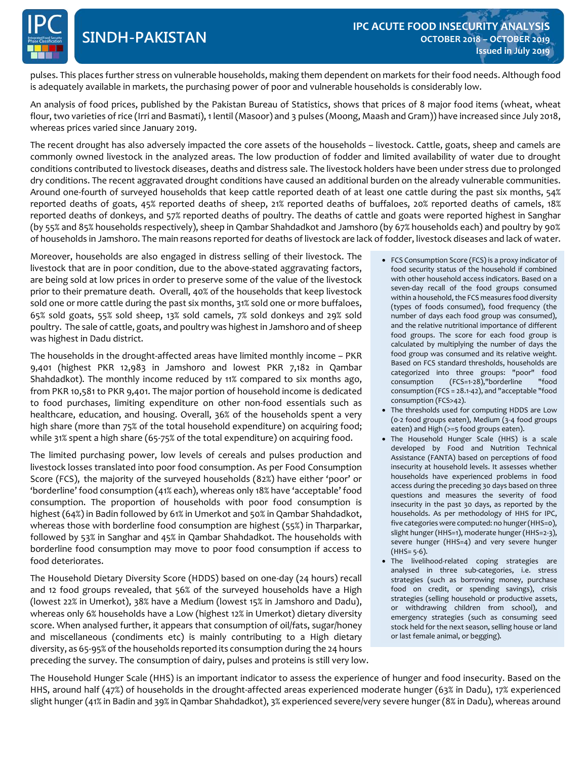pulses. This places further stress on vulnerable households, making them dependent on markets for their food needs. Although food is adequately available in markets, the purchasing power of poor and vulnerable households is considerably low.

An analysis of food prices, published by the Pakistan Bureau of Statistics, shows that prices of 8 major food items (wheat, wheat flour, two varieties of rice (Irri and Basmati), 1 lentil (Masoor) and 3 pulses (Moong, Maash and Gram)) have increased since July 2018, whereas prices varied since January 2019.

The recent drought has also adversely impacted the core assets of the households – livestock. Cattle, goats, sheep and camels are commonly owned livestock in the analyzed areas. The low production of fodder and limited availability of water due to drought conditions contributed to livestock diseases, deaths and distress sale. The livestock holders have been under stress due to prolonged dry conditions. The recent aggravated drought conditions have caused an additional burden on the already vulnerable communities. Around one-fourth of surveyed households that keep cattle reported death of at least one cattle during the past six months, 54% reported deaths of goats, 45% reported deaths of sheep, 21% reported deaths of buffaloes, 20% reported deaths of camels, 18% reported deaths of donkeys, and 57% reported deaths of poultry. The deaths of cattle and goats were reported highest in Sanghar (by 55% and 85% households respectively), sheep in Qambar Shahdadkot and Jamshoro (by 67% households each) and poultry by 90% of households in Jamshoro. The main reasons reported for deaths of livestock are lack of fodder, livestock diseases and lack of water.

Moreover, households are also engaged in distress selling of their livestock. The livestock that are in poor condition, due to the above-stated aggravating factors, are being sold at low prices in order to preserve some of the value of the livestock prior to their premature death. Overall, 40% of the households that keep livestock sold one or more cattle during the past six months, 31% sold one or more buffaloes, 65% sold goats, 55% sold sheep, 13% sold camels, 7% sold donkeys and 29% sold poultry. The sale of cattle, goats, and poultry was highest in Jamshoro and of sheep was highest in Dadu district.

The households in the drought-affected areas have limited monthly income – PKR 9,401 (highest PKR 12,983 in Jamshoro and lowest PKR 7,182 in Qambar Shahdadkot). The monthly income reduced by 11% compared to six months ago, from PKR 10,581 to PKR 9,401. The major portion of household income is dedicated to food purchases, limiting expenditure on other non-food essentials such as healthcare, education, and housing. Overall, 36% of the households spent a very high share (more than 75% of the total household expenditure) on acquiring food; while 31% spent a high share (65-75% of the total expenditure) on acquiring food.

The limited purchasing power, low levels of cereals and pulses production and livestock losses translated into poor food consumption. As per Food Consumption Score (FCS), the majority of the surveyed households (82%) have either 'poor' or 'borderline' food consumption (41% each), whereas only 18% have 'acceptable' food consumption. The proportion of households with poor food consumption is highest (64%) in Badin followed by 61% in Umerkot and 50% in Qambar Shahdadkot, whereas those with borderline food consumption are highest (55%) in Tharparkar, followed by 53% in Sanghar and 45% in Qambar Shahdadkot. The households with borderline food consumption may move to poor food consumption if access to food deteriorates.

The Household Dietary Diversity Score (HDDS) based on one-day (24 hours) recall and 12 food groups revealed, that 56% of the surveyed households have a High (lowest 22% in Umerkot), 38% have a Medium (lowest 15% in Jamshoro and Dadu), whereas only 6% households have a Low (highest 12% in Umerkot) dietary diversity score. When analysed further, it appears that consumption of oil/fats, sugar/honey and miscellaneous (condiments etc) is mainly contributing to a High dietary diversity, as 65-95% of the households reported its consumption during the 24 hours preceding the survey. The consumption of dairy, pulses and proteins is still very low.

- FCS Consumption Score (FCS) is a proxy indicator of food security status of the household if combined with other household access indicators. Based on a seven-day recall of the food groups consumed within a household, the FCS measures food diversity (types of foods consumed), food frequency (the number of days each food group was consumed), and the relative nutritional importance of different food groups. The score for each food group is calculated by multiplying the number of days the food group was consumed and its relative weight. Based on FCS standard thresholds, households are categorized into three groups: "poor" food consumption (FCS=1-28),"borderline "food consumption (FCS = 28.1-42), and "acceptable "food consumption (FCS>42).
- The thresholds used for computing HDDS are Low (0-2 food groups eaten), Medium (3-4 food groups eaten) and High (>=5 food groups eaten).
- The Household Hunger Scale (HHS) is a scale developed by Food and Nutrition Technical Assistance (FANTA) based on perceptions of food insecurity at household levels. It assesses whether households have experienced problems in food access during the preceding 30 days based on three questions and measures the severity of food insecurity in the past 30 days, as reported by the households. As per methodology of HHS for IPC, five categories were computed: no hunger (HHS=0), slight hunger (HHS=1), moderate hunger (HHS=2-3), severe hunger (HHS=4) and very severe hunger (HHS= 5-6).
- The livelihood-related coping strategies are analysed in three sub-categories, i.e. stress strategies (such as borrowing money, purchase food on credit, or spending savings), crisis strategies (selling household or productive assets, or withdrawing children from school), and emergency strategies (such as consuming seed stock held for the next season, selling house or land or last female animal, or begging).

The Household Hunger Scale (HHS) is an important indicator to assess the experience of hunger and food insecurity. Based on the HHS, around half (47%) of households in the drought-affected areas experienced moderate hunger (63% in Dadu), 17% experienced slight hunger (41% in Badin and 39% in Qambar Shahdadkot), 3% experienced severe/very severe hunger (8% in Dadu), whereas around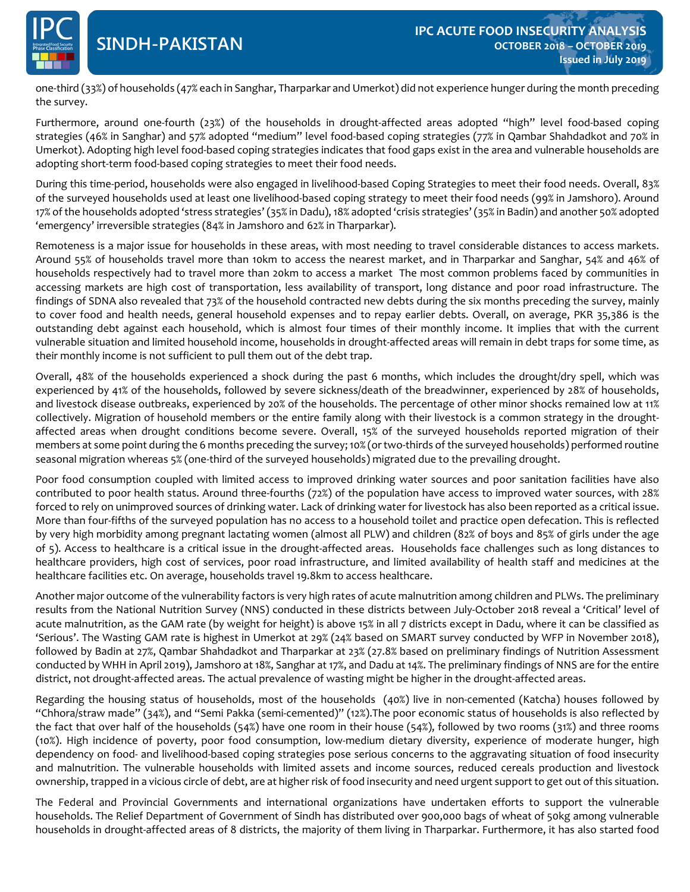one-third (33%) of households (47% each in Sanghar, Tharparkar and Umerkot) did not experience hunger during the month preceding the survey.

Furthermore, around one-fourth (23%) of the households in drought-affected areas adopted "high" level food-based coping strategies (46% in Sanghar) and 57% adopted "medium" level food-based coping strategies (77% in Qambar Shahdadkot and 70% in Umerkot). Adopting high level food-based coping strategies indicates that food gaps exist in the area and vulnerable households are adopting short-term food-based coping strategies to meet their food needs.

During this time-period, households were also engaged in livelihood-based Coping Strategies to meet their food needs. Overall, 83% of the surveyed households used at least one livelihood-based coping strategy to meet their food needs (99% in Jamshoro). Around 17% of the households adopted 'stress strategies' (35% in Dadu), 18% adopted 'crisis strategies' (35% in Badin) and another 50% adopted 'emergency' irreversible strategies (84% in Jamshoro and 62% in Tharparkar).

Remoteness is a major issue for households in these areas, with most needing to travel considerable distances to access markets. Around 55% of households travel more than 10km to access the nearest market, and in Tharparkar and Sanghar, 54% and 46% of households respectively had to travel more than 20km to access a market The most common problems faced by communities in accessing markets are high cost of transportation, less availability of transport, long distance and poor road infrastructure. The findings of SDNA also revealed that 73% of the household contracted new debts during the six months preceding the survey, mainly to cover food and health needs, general household expenses and to repay earlier debts. Overall, on average, PKR 35,386 is the outstanding debt against each household, which is almost four times of their monthly income. It implies that with the current vulnerable situation and limited household income, households in drought-affected areas will remain in debt traps for some time, as their monthly income is not sufficient to pull them out of the debt trap.

Overall, 48% of the households experienced a shock during the past 6 months, which includes the drought/dry spell, which was experienced by 41% of the households, followed by severe sickness/death of the breadwinner, experienced by 28% of households, and livestock disease outbreaks, experienced by 20% of the households. The percentage of other minor shocks remained low at 11% collectively. Migration of household members or the entire family along with their livestock is a common strategy in the drought-affected areas when drought conditions become severe. Overall, 15% of the surveyed households reported migration of their members at some point during the 6 months preceding the survey; 10% (or two-thirds of the surveyed households) performed routine seasonal migration whereas 5% (one-third of the surveyed households) migrated due to the prevailing drought.

Poor food consumption coupled with limited access to improved drinking water sources and poor sanitation facilities have also contributed to poor health status. Around three-fourths (72%) of the population have access to improved water sources, with 28% forced to rely on unimproved sources of drinking water. Lack of drinking water for livestock has also been reported as a critical issue. More than four-fifths of the surveyed population has no access to a household toilet and practice open defecation. This is reflected by very high morbidity among pregnant lactating women (almost all PLW) and children (82% of boys and 85% of girls under the age of 5). Access to healthcare is a critical issue in the drought-affected areas. Households face challenges such as long distances to healthcare providers, high cost of services, poor road infrastructure, and limited availability of health staff and medicines at the healthcare facilities etc. On average, households travel 19.8km to access healthcare.

Another major outcome of the vulnerability factors is very high rates of acute malnutrition among children and PLWs. The preliminary results from the National Nutrition Survey (NNS) conducted in these districts between July-October 2018 reveal a 'Critical' level of acute malnutrition, as the GAM rate (by weight for height) is above 15% in all 7 districts except in Dadu, where it can be classified as 'Serious'. The Wasting GAM rate is highest in Umerkot at 29% (24% based on SMART survey conducted by WFP in November 2018), followed by Badin at 27%, Qambar Shahdadkot and Tharparkar at 23% (27.8% based on preliminary findings of Nutrition Assessment conducted by WHH in April 2019), Jamshoro at 18%, Sanghar at 17%, and Dadu at 14%. The preliminary findings of NNS are for the entire district, not drought-affected areas. The actual prevalence of wasting might be higher in the drought-affected areas.

Regarding the housing status of households, most of the households (40%) live in non-cemented (Katcha) houses followed by "Chhora/straw made" (34%), and "Semi Pakka (semi-cemented)" (12%).The poor economic status of households is also reflected by the fact that over half of the households (54%) have one room in their house (54%), followed by two rooms (31%) and three rooms (10%). High incidence of poverty, poor food consumption, low-medium dietary diversity, experience of moderate hunger, high dependency on food- and livelihood-based coping strategies pose serious concerns to the aggravating situation of food insecurity and malnutrition. The vulnerable households with limited assets and income sources, reduced cereals production and livestock ownership, trapped in a vicious circle of debt, are at higher risk of food insecurity and need urgent support to get out of this situation.

The Federal and Provincial Governments and international organizations have undertaken efforts to support the vulnerable households. The Relief Department of Government of Sindh has distributed over 900,000 bags of wheat of 50kg among vulnerable households in drought-affected areas of 8 districts, the majority of them living in Tharparkar. Furthermore, it has also started food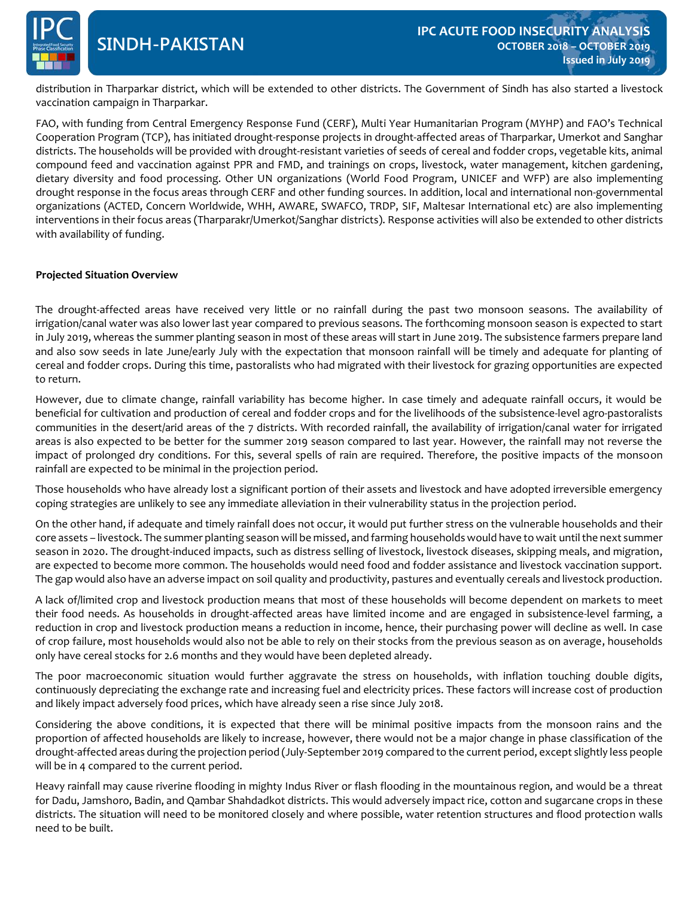distribution in Tharparkar district, which will be extended to other districts. The Government of Sindh has also started a livestock vaccination campaign in Tharparkar.

FAO, with funding from Central Emergency Response Fund (CERF), Multi Year Humanitarian Program (MYHP) and FAO's Technical Cooperation Program (TCP), has initiated drought-response projects in drought-affected areas of Tharparkar, Umerkot and Sanghar districts. The households will be provided with drought-resistant varieties of seeds of cereal and fodder crops, vegetable kits, animal compound feed and vaccination against PPR and FMD, and trainings on crops, livestock, water management, kitchen gardening, dietary diversity and food processing. Other UN organizations (World Food Program, UNICEF and WFP) are also implementing drought response in the focus areas through CERF and other funding sources. In addition, local and international non-governmental organizations (ACTED, Concern Worldwide, WHH, AWARE, SWAFCO, TRDP, SIF, Maltesar International etc) are also implementing interventions in their focus areas (Tharparakr/Umerkot/Sanghar districts). Response activities will also be extended to other districts with availability of funding.

**Projected Situation Overview**

The drought-affected areas have received very little or no rainfall during the past two monsoon seasons. The availability of irrigation/canal water was also lower last year compared to previous seasons. The forthcoming monsoon season is expected to start in July 2019, whereas the summer planting season in most of these areas will start in June 2019. The subsistence farmers prepare land and also sow seeds in late June/early July with the expectation that monsoon rainfall will be timely and adequate for planting of cereal and fodder crops. During this time, pastoralists who had migrated with their livestock for grazing opportunities are expected to return.

However, due to climate change, rainfall variability has become higher. In case timely and adequate rainfall occurs, it would be beneficial for cultivation and production of cereal and fodder crops and for the livelihoods of the subsistence-level agro-pastoralists communities in the desert/arid areas of the 7 districts. With recorded rainfall, the availability of irrigation/canal water for irrigated areas is also expected to be better for the summer 2019 season compared to last year. However, the rainfall may not reverse the impact of prolonged dry conditions. For this, several spells of rain are required. Therefore, the positive impacts of the monsoon rainfall are expected to be minimal in the projection period.

Those households who have already lost a significant portion of their assets and livestock and have adopted irreversible emergency coping strategies are unlikely to see any immediate alleviation in their vulnerability status in the projection period.

On the other hand, if adequate and timely rainfall does not occur, it would put further stress on the vulnerable households and their core assets – livestock. The summer planting season will be missed, and farming households would have to wait until the next summer season in 2020. The drought-induced impacts, such as distress selling of livestock, livestock diseases, skipping meals, and migration, are expected to become more common. The households would need food and fodder assistance and livestock vaccination support. The gap would also have an adverse impact on soil quality and productivity, pastures and eventually cereals and livestock production.

A lack of/limited crop and livestock production means that most of these households will become dependent on markets to meet their food needs. As households in drought-affected areas have limited income and are engaged in subsistence-level farming, a reduction in crop and livestock production means a reduction in income, hence, their purchasing power will decline as well. In case of crop failure, most households would also not be able to rely on their stocks from the previous season as on average, households only have cereal stocks for 2.6 months and they would have been depleted already.

The poor macroeconomic situation would further aggravate the stress on households, with inflation touching double digits, continuously depreciating the exchange rate and increasing fuel and electricity prices. These factors will increase cost of production and likely impact adversely food prices, which have already seen a rise since July 2018.

Considering the above conditions, it is expected that there will be minimal positive impacts from the monsoon rains and the proportion of affected households are likely to increase, however, there would not be a major change in phase classification of the drought-affected areas during the projection period (July-September 2019 compared to the current period, except slightly less people will be in 4 compared to the current period.

Heavy rainfall may cause riverine flooding in mighty Indus River or flash flooding in the mountainous region, and would be a threat for Dadu, Jamshoro, Badin, and Qambar Shahdadkot districts. This would adversely impact rice, cotton and sugarcane crops in these districts. The situation will need to be monitored closely and where possible, water retention structures and flood protection walls need to be built.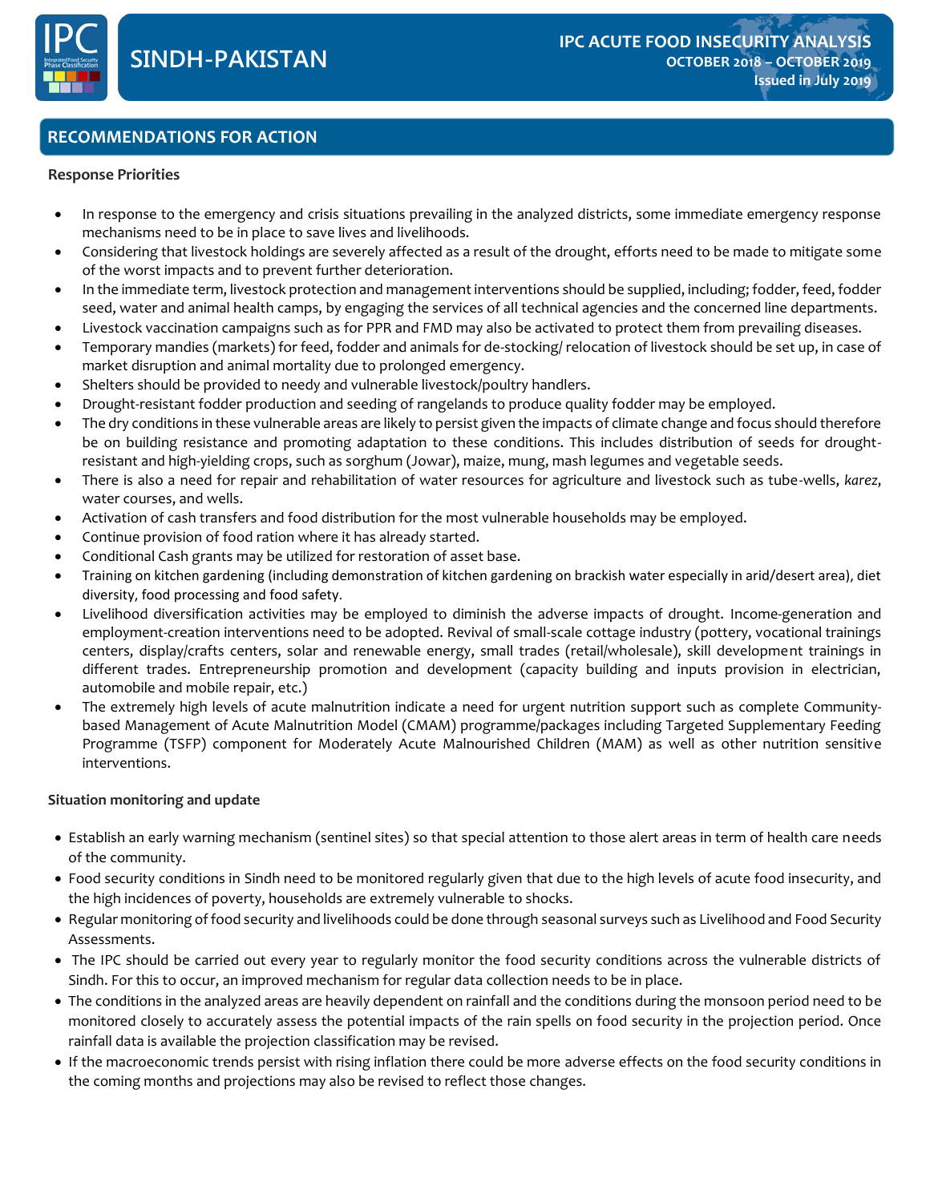## RECOMMENDATIONS FOR ACTION

### Response Priorities

- In response to the emergency and crisis situations prevailing in the analyzed districts, some immediate emergency response mechanisms need to be in place to save lives and livelihoods.
- Considering that livestock holdings are severely affected as a result of the drought, efforts need to be made to mitigate some of the worst impacts and to prevent further deterioration.
- In the immediate term, livestock protection and management interventions should be supplied, including; fodder, feed, fodder seed, water and animal health camps, by engaging the services of all technical agencies and the concerned line departments.
- Livestock vaccination campaigns such as for PPR and FMD may also be activated to protect them from prevailing diseases.
- Temporary mandies (markets) for feed, fodder and animals for de-stocking/ relocation of livestock should be set up, in case of market disruption and animal mortality due to prolonged emergency.
- Shelters should be provided to needy and vulnerable livestock/poultry handlers.
- Drought-resistant fodder production and seeding of rangelands to produce quality fodder may be employed.
- The dry conditions in these vulnerable areas are likely to persist given the impacts of climate change and focus should therefore be on building resistance and promoting adaptation to these conditions. This includes distribution of seeds for drought-resistant and high-yielding crops, such as sorghum (Jowar), maize, mung, mash legumes and vegetable seeds.
- There is also a need for repair and rehabilitation of water resources for agriculture and livestock such as tube-wells, *karez*, water courses, and wells.
- Activation of cash transfers and food distribution for the most vulnerable households may be employed.
- Continue provision of food ration where it has already started.
- Conditional Cash grants may be utilized for restoration of asset base.
- Training on kitchen gardening (including demonstration of kitchen gardening on brackish water especially in arid/desert area), diet diversity, food processing and food safety.
- Livelihood diversification activities may be employed to diminish the adverse impacts of drought. Income-generation and employment-creation interventions need to be adopted. Revival of small-scale cottage industry (pottery, vocational trainings centers, display/crafts centers, solar and renewable energy, small trades (retail/wholesale), skill development trainings in different trades. Entrepreneurship promotion and development (capacity building and inputs provision in electrician, automobile and mobile repair, etc.)
- The extremely high levels of acute malnutrition indicate a need for urgent nutrition support such as complete Community-based Management of Acute Malnutrition Model (CMAM) programme/packages including Targeted Supplementary Feeding Programme (TSFP) component for Moderately Acute Malnourished Children (MAM) as well as other nutrition sensitive interventions.

### Situation monitoring and update

- Establish an early warning mechanism (sentinel sites) so that special attention to those alert areas in term of health care needs of the community.
- Food security conditions in Sindh need to be monitored regularly given that due to the high levels of acute food insecurity, and the high incidences of poverty, households are extremely vulnerable to shocks.
- Regular monitoring of food security and livelihoods could be done through seasonal surveys such as Livelihood and Food Security Assessments.
- The IPC should be carried out every year to regularly monitor the food security conditions across the vulnerable districts of Sindh. For this to occur, an improved mechanism for regular data collection needs to be in place.
- The conditions in the analyzed areas are heavily dependent on rainfall and the conditions during the monsoon period need to be monitored closely to accurately assess the potential impacts of the rain spells on food security in the projection period. Once rainfall data is available the projection classification may be revised.
- If the macroeconomic trends persist with rising inflation there could be more adverse effects on the food security conditions in the coming months and projections may also be revised to reflect those changes.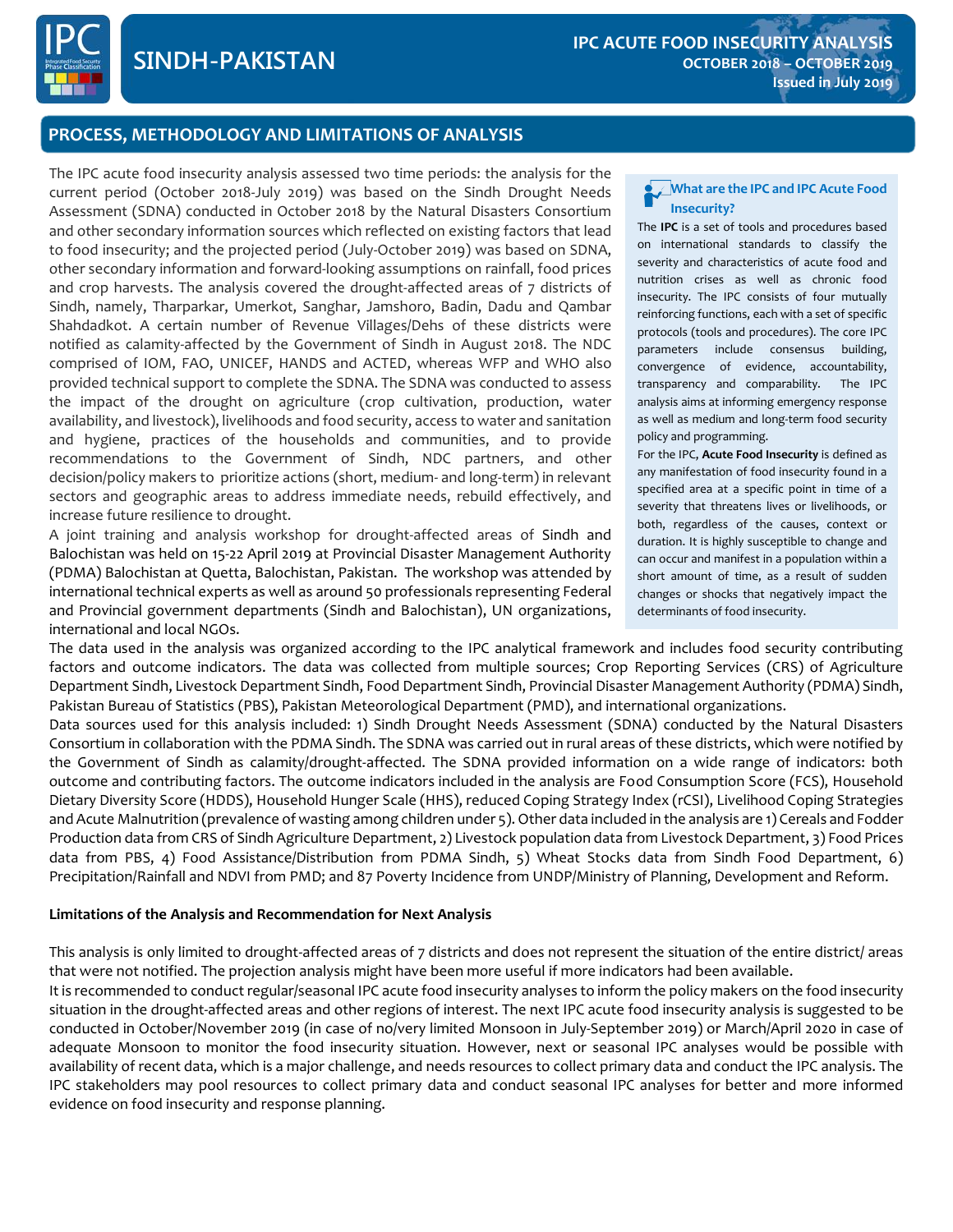## PROCESS, METHODOLOGY AND LIMITATIONS OF ANALYSIS

The IPC acute food insecurity analysis assessed two time periods: the analysis for the current period (October 2018-July 2019) was based on the Sindh Drought Needs Assessment (SDNA) conducted in October 2018 by the Natural Disasters Consortium and other secondary information sources which reflected on existing factors that lead to food insecurity; and the projected period (July-October 2019) was based on SDNA, other secondary information and forward-looking assumptions on rainfall, food prices and crop harvests. The analysis covered the drought-affected areas of 7 districts of Sindh, namely, Tharparkar, Umerkot, Sanghar, Jamshoro, Badin, Dadu and Qambar Shahdadkot. A certain number of Revenue Villages/Dehs of these districts were notified as calamity-affected by the Government of Sindh in August 2018. The NDC comprised of IOM, FAO, UNICEF, HANDS and ACTED, whereas WFP and WHO also provided technical support to complete the SDNA. The SDNA was conducted to assess the impact of the drought on agriculture (crop cultivation, production, water availability, and livestock), livelihoods and food security, access to water and sanitation and hygiene, practices of the households and communities, and to provide recommendations to the Government of Sindh, NDC partners, and other decision/policy makers to prioritize actions (short, medium- and long-term) in relevant sectors and geographic areas to address immediate needs, rebuild effectively, and increase future resilience to drought.

A joint training and analysis workshop for drought-affected areas of Sindh and Balochistan was held on 15-22 April 2019 at Provincial Disaster Management Authority (PDMA) Balochistan at Quetta, Balochistan, Pakistan. The workshop was attended by international technical experts as well as around 50 professionals representing Federal and Provincial government departments (Sindh and Balochistan), UN organizations, international and local NGOs.

### What are the IPC and IPC Acute Food Insecurity?

The **IPC** is a set of tools and procedures based on international standards to classify the severity and characteristics of acute food and nutrition crises as well as chronic food insecurity. The IPC consists of four mutually reinforcing functions, each with a set of specific protocols (tools and procedures). The core IPC parameters include consensus building, convergence of evidence, accountability, transparency and comparability. The IPC analysis aims at informing emergency response as well as medium and long-term food security policy and programming.

For the IPC, **Acute Food Insecurity** is defined as any manifestation of food insecurity found in a specified area at a specific point in time of a severity that threatens lives or livelihoods, or both, regardless of the causes, context or duration. It is highly susceptible to change and can occur and manifest in a population within a short amount of time, as a result of sudden changes or shocks that negatively impact the determinants of food insecurity.

The data used in the analysis was organized according to the IPC analytical framework and includes food security contributing factors and outcome indicators. The data was collected from multiple sources; Crop Reporting Services (CRS) of Agriculture Department Sindh, Livestock Department Sindh, Food Department Sindh, Provincial Disaster Management Authority (PDMA) Sindh, Pakistan Bureau of Statistics (PBS), Pakistan Meteorological Department (PMD), and international organizations.

Data sources used for this analysis included: 1) Sindh Drought Needs Assessment (SDNA) conducted by the Natural Disasters Consortium in collaboration with the PDMA Sindh. The SDNA was carried out in rural areas of these districts, which were notified by the Government of Sindh as calamity/drought-affected. The SDNA provided information on a wide range of indicators: both outcome and contributing factors. The outcome indicators included in the analysis are Food Consumption Score (FCS), Household Dietary Diversity Score (HDDS), Household Hunger Scale (HHS), reduced Coping Strategy Index (rCSI), Livelihood Coping Strategies and Acute Malnutrition (prevalence of wasting among children under 5). Other data included in the analysis are 1) Cereals and Fodder Production data from CRS of Sindh Agriculture Department, 2) Livestock population data from Livestock Department, 3) Food Prices data from PBS, 4) Food Assistance/Distribution from PDMA Sindh, 5) Wheat Stocks data from Sindh Food Department, 6) Precipitation/Rainfall and NDVI from PMD; and 87 Poverty Incidence from UNDP/Ministry of Planning, Development and Reform.

**Limitations of the Analysis and Recommendation for Next Analysis**

This analysis is only limited to drought-affected areas of 7 districts and does not represent the situation of the entire district/ areas that were not notified. The projection analysis might have been more useful if more indicators had been available.

It is recommended to conduct regular/seasonal IPC acute food insecurity analyses to inform the policy makers on the food insecurity situation in the drought-affected areas and other regions of interest. The next IPC acute food insecurity analysis is suggested to be conducted in October/November 2019 (in case of no/very limited Monsoon in July-September 2019) or March/April 2020 in case of adequate Monsoon to monitor the food insecurity situation. However, next or seasonal IPC analyses would be possible with availability of recent data, which is a major challenge, and needs resources to collect primary data and conduct the IPC analysis. The IPC stakeholders may pool resources to collect primary data and conduct seasonal IPC analyses for better and more informed evidence on food insecurity and response planning.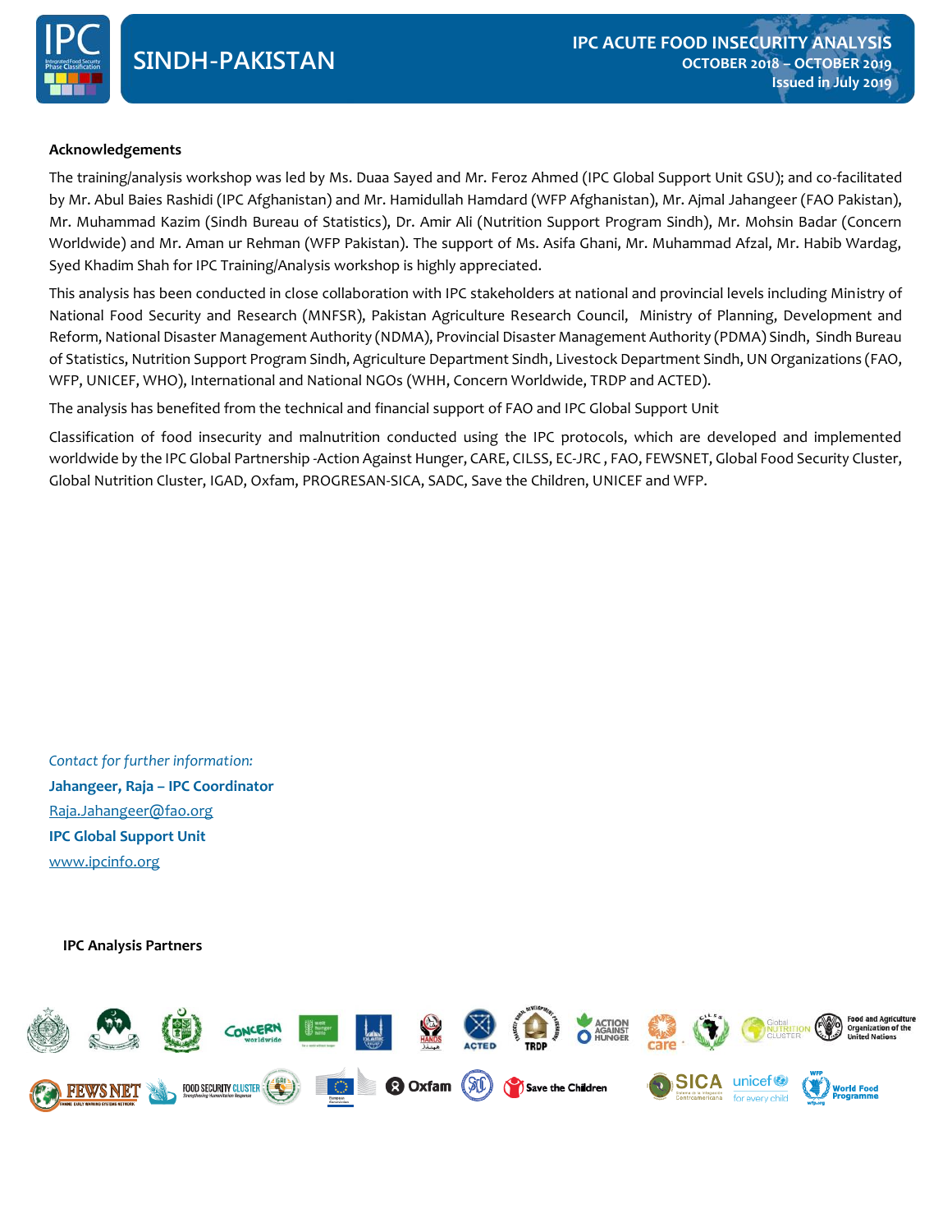# SINDH-PAKISTAN

## IPC ACUTE FOOD INSECURITY ANALYSIS
**OCTOBER 2018 – OCTOBER 2019**
**Issued in July 2019**

**Acknowledgements**

The training/analysis workshop was led by Ms. Duaa Sayed and Mr. Feroz Ahmed (IPC Global Support Unit GSU); and co-facilitated by Mr. Abul Baies Rashidi (IPC Afghanistan) and Mr. Hamidullah Hamdard (WFP Afghanistan), Mr. Ajmal Jahangeer (FAO Pakistan), Mr. Muhammad Kazim (Sindh Bureau of Statistics), Dr. Amir Ali (Nutrition Support Program Sindh), Mr. Mohsin Badar (Concern Worldwide) and Mr. Aman ur Rehman (WFP Pakistan). The support of Ms. Asifa Ghani, Mr. Muhammad Afzal, Mr. Habib Wardag, Syed Khadim Shah for IPC Training/Analysis workshop is highly appreciated.

This analysis has been conducted in close collaboration with IPC stakeholders at national and provincial levels including Ministry of National Food Security and Research (MNFSR), Pakistan Agriculture Research Council, Ministry of Planning, Development and Reform, National Disaster Management Authority (NDMA), Provincial Disaster Management Authority (PDMA) Sindh, Sindh Bureau of Statistics, Nutrition Support Program Sindh, Agriculture Department Sindh, Livestock Department Sindh, UN Organizations (FAO, WFP, UNICEF, WHO), International and National NGOs (WHH, Concern Worldwide, TRDP and ACTED).

The analysis has benefited from the technical and financial support of FAO and IPC Global Support Unit

Classification of food insecurity and malnutrition conducted using the IPC protocols, which are developed and implemented worldwide by the IPC Global Partnership -Action Against Hunger, CARE, CILSS, EC-JRC , FAO, FEWSNET, Global Food Security Cluster, Global Nutrition Cluster, IGAD, Oxfam, PROGRESAN-SICA, SADC, Save the Children, UNICEF and WFP.

*Contact for further information:*

**Jahangeer, Raja – IPC Coordinator**

Raja.Jahangeer@fao.org

**IPC Global Support Unit**

www.ipcinfo.org

**IPC Analysis Partners**